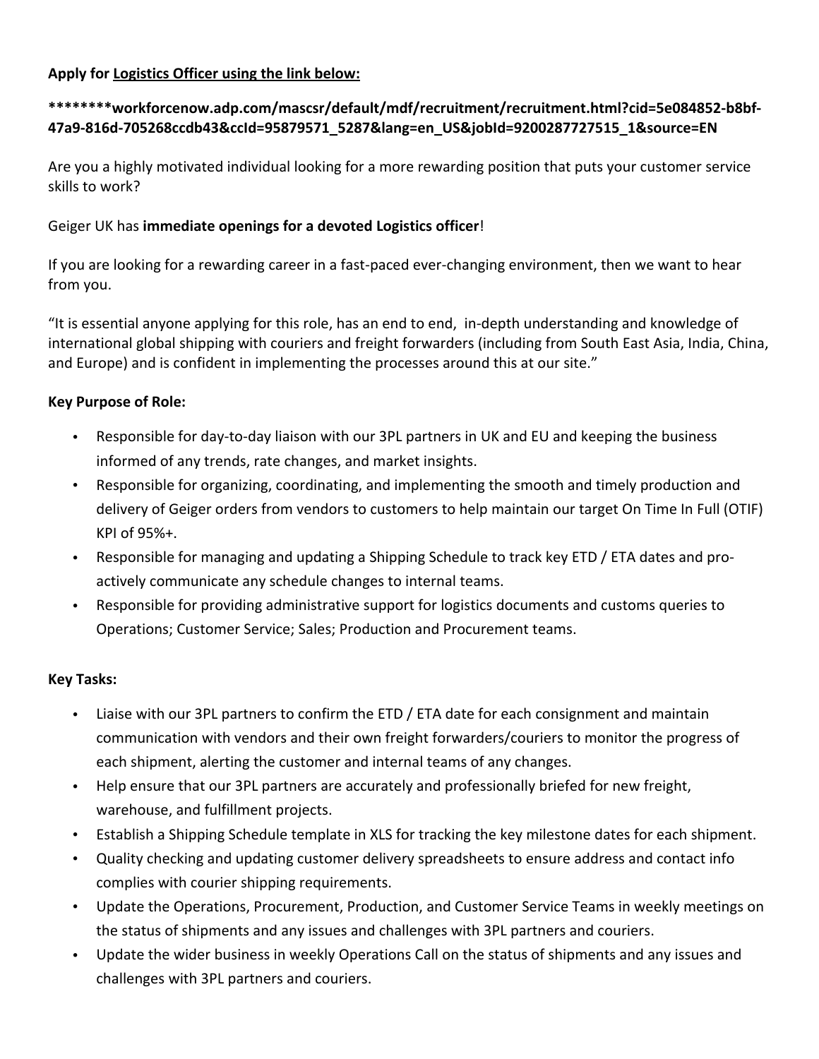**Apply for Logistics Officer using the link below:**

**********workforcenow.adp.com/mascsr/default/mdf/recruitment/recruitment.html?cid=5e084852-b8bf-47a9-816d-705268ccdb43&ccId=95879571_5287&lang=en_US&jobId=9200287727515_1&source=EN**

Are you a highly motivated individual looking for a more rewarding position that puts your customer service skills to work?

Geiger UK has **immediate openings for a devoted Logistics officer**!

If you are looking for a rewarding career in a fast-paced ever-changing environment, then we want to hear from you.

"It is essential anyone applying for this role, has an end to end, in-depth understanding and knowledge of international global shipping with couriers and freight forwarders (including from South East Asia, India, China, and Europe) and is confident in implementing the processes around this at our site."

**Key Purpose of Role:**

- Responsible for day-to-day liaison with our 3PL partners in UK and EU and keeping the business informed of any trends, rate changes, and market insights.
- Responsible for organizing, coordinating, and implementing the smooth and timely production and delivery of Geiger orders from vendors to customers to help maintain our target On Time In Full (OTIF) KPI of 95%+.
- Responsible for managing and updating a Shipping Schedule to track key ETD / ETA dates and pro-actively communicate any schedule changes to internal teams.
- Responsible for providing administrative support for logistics documents and customs queries to Operations; Customer Service; Sales; Production and Procurement teams.

**Key Tasks:**

- Liaise with our 3PL partners to confirm the ETD / ETA date for each consignment and maintain communication with vendors and their own freight forwarders/couriers to monitor the progress of each shipment, alerting the customer and internal teams of any changes.
- Help ensure that our 3PL partners are accurately and professionally briefed for new freight, warehouse, and fulfillment projects.
- Establish a Shipping Schedule template in XLS for tracking the key milestone dates for each shipment.
- Quality checking and updating customer delivery spreadsheets to ensure address and contact info complies with courier shipping requirements.
- Update the Operations, Procurement, Production, and Customer Service Teams in weekly meetings on the status of shipments and any issues and challenges with 3PL partners and couriers.
- Update the wider business in weekly Operations Call on the status of shipments and any issues and challenges with 3PL partners and couriers.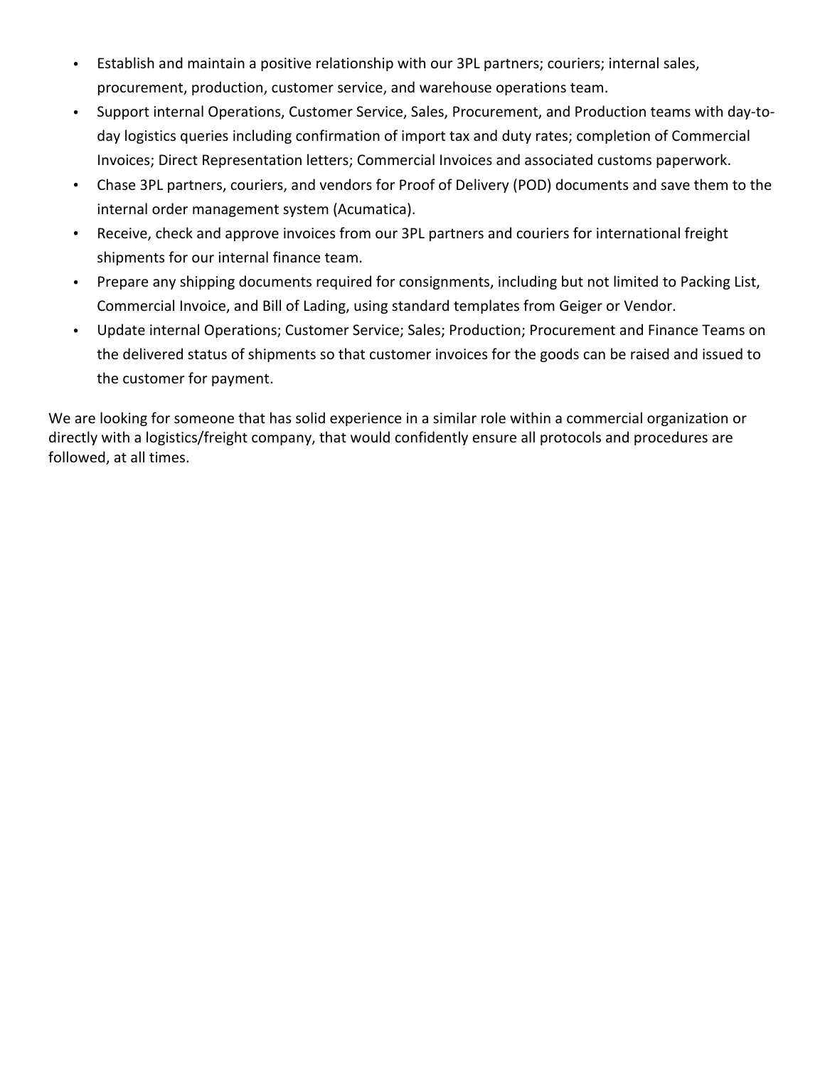- Establish and maintain a positive relationship with our 3PL partners; couriers; internal sales, procurement, production, customer service, and warehouse operations team.
- Support internal Operations, Customer Service, Sales, Procurement, and Production teams with day-to-day logistics queries including confirmation of import tax and duty rates; completion of Commercial Invoices; Direct Representation letters; Commercial Invoices and associated customs paperwork.
- Chase 3PL partners, couriers, and vendors for Proof of Delivery (POD) documents and save them to the internal order management system (Acumatica).
- Receive, check and approve invoices from our 3PL partners and couriers for international freight shipments for our internal finance team.
- Prepare any shipping documents required for consignments, including but not limited to Packing List, Commercial Invoice, and Bill of Lading, using standard templates from Geiger or Vendor.
- Update internal Operations; Customer Service; Sales; Production; Procurement and Finance Teams on the delivered status of shipments so that customer invoices for the goods can be raised and issued to the customer for payment.

We are looking for someone that has solid experience in a similar role within a commercial organization or directly with a logistics/freight company, that would confidently ensure all protocols and procedures are followed, at all times.